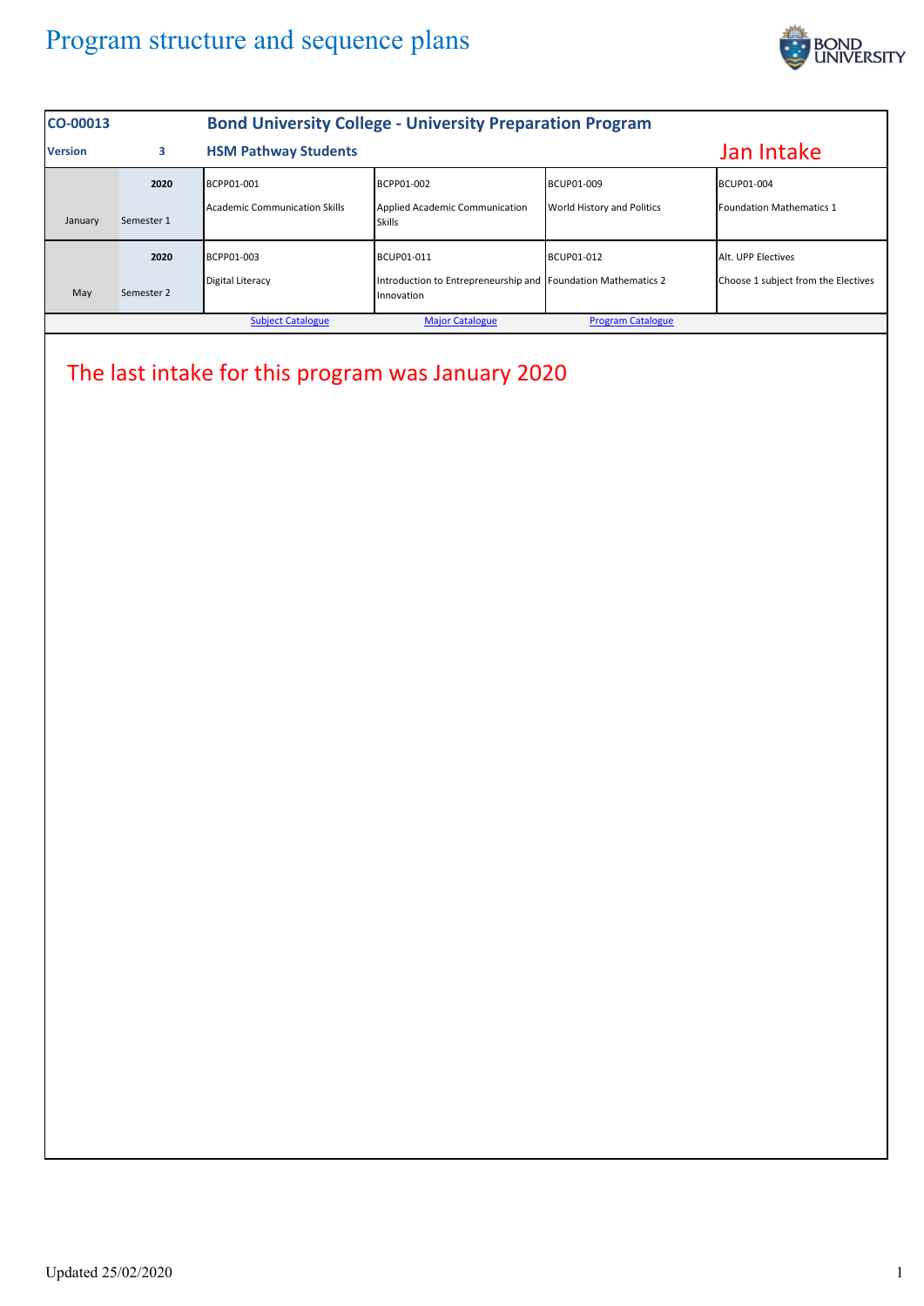# Program structure and sequence plans

| CO-00013 | | Bond University College - University Preparation Program | | | |
|---|---|---|---|---|---|
| **Version** | **3** | **HSM Pathway Students** | | | Jan Intake |
| January | **2020** Semester 1 | BCPP01-001 Academic Communication Skills | BCPP01-002 Applied Academic Communication Skills | BCUP01-009 World History and Politics | BCUP01-004 Foundation Mathematics 1 |
| May | **2020** Semester 2 | BCPP01-003 Digital Literacy | BCUP01-011 Introduction to Entrepreneurship and Innovation | BCUP01-012 Foundation Mathematics 2 | Alt. UPP Electives Choose 1 subject from the Electives |
| | | Subject Catalogue | Major Catalogue | Program Catalogue | |

The last intake for this program was January 2020

Updated 25/02/2020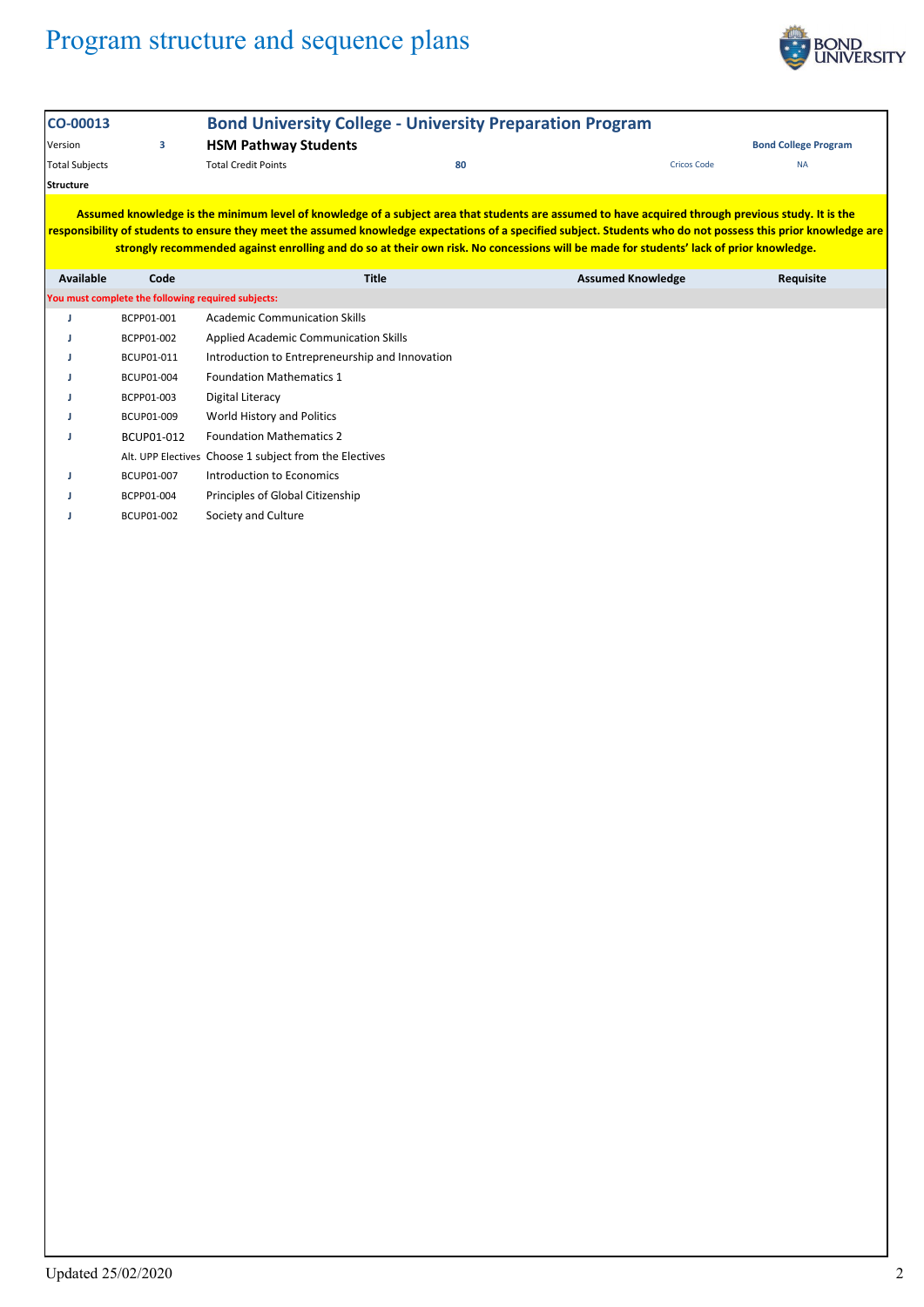# Program structure and sequence plans

| | | | | |
|---|---|---|---|---|
| **CO-00013** | | **Bond University College - University Preparation Program** | | |
| Version | 3 | **HSM Pathway Students** | | **Bond College Program** |
| Total Subjects | | Total Credit Points | 80 | Cricos Code: NA |
| **Structure** | | | | |

**Assumed knowledge is the minimum level of knowledge of a subject area that students are assumed to have acquired through previous study. It is the responsibility of students to ensure they meet the assumed knowledge expectations of a specified subject. Students who do not possess this prior knowledge are strongly recommended against enrolling and do so at their own risk. No concessions will be made for students' lack of prior knowledge.**

| Available | Code | Title | Assumed Knowledge | Requisite |
|---|---|---|---|---|
| **You must complete the following required subjects:** | | | | |
| J | BCPP01-001 | Academic Communication Skills | | |
| J | BCPP01-002 | Applied Academic Communication Skills | | |
| J | BCUP01-011 | Introduction to Entrepreneurship and Innovation | | |
| J | BCUP01-004 | Foundation Mathematics 1 | | |
| J | BCPP01-003 | Digital Literacy | | |
| J | BCUP01-009 | World History and Politics | | |
| J | BCUP01-012 | Foundation Mathematics 2 | | |
| | Alt. UPP Electives | Choose 1 subject from the Electives | | |
| J | BCUP01-007 | Introduction to Economics | | |
| J | BCPP01-004 | Principles of Global Citizenship | | |
| J | BCUP01-002 | Society and Culture | | |

Updated 25/02/2020